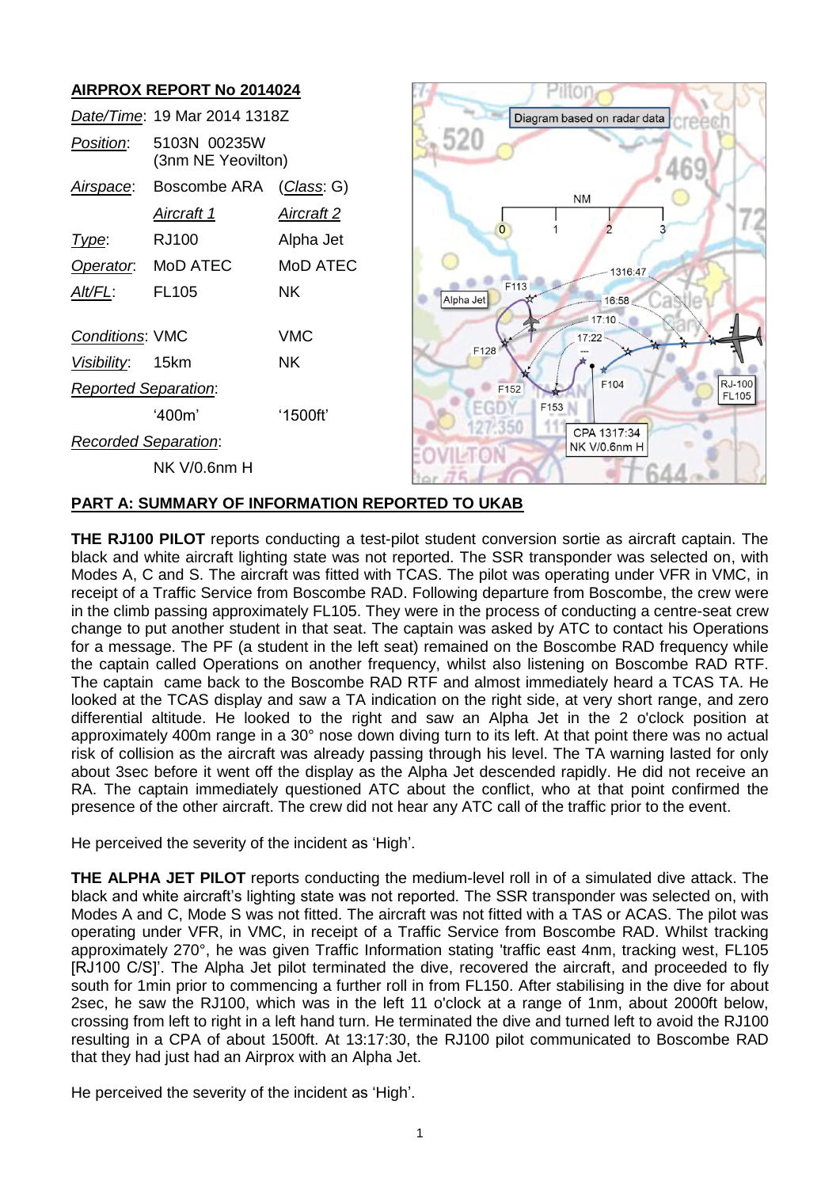## AIRPROX REPORT No 2014024

| | | |
|---|---|---|
| *Date/Time*: | 19 Mar 2014 1318Z | |
| *Position*: | 5103N 00235W (3nm NE Yeovilton) | |
| *Airspace*: | Boscombe ARA | (*Class*: G) |
| | *Aircraft 1* | *Aircraft 2* |
| *Type*: | RJ100 | Alpha Jet |
| *Operator*: | MoD ATEC | MoD ATEC |
| *Alt/FL*: | FL105 | NK |
| *Conditions*: | VMC | VMC |
| *Visibility*: | 15km | NK |
| *Reported Separation*: | | |
| | '400m' | '1500ft' |
| *Recorded Separation*: | | |
| | NK V/0.6nm H | |

## PART A: SUMMARY OF INFORMATION REPORTED TO UKAB

**THE RJ100 PILOT** reports conducting a test-pilot student conversion sortie as aircraft captain. The black and white aircraft lighting state was not reported. The SSR transponder was selected on, with Modes A, C and S. The aircraft was fitted with TCAS. The pilot was operating under VFR in VMC, in receipt of a Traffic Service from Boscombe RAD. Following departure from Boscombe, the crew were in the climb passing approximately FL105. They were in the process of conducting a centre-seat crew change to put another student in that seat. The captain was asked by ATC to contact his Operations for a message. The PF (a student in the left seat) remained on the Boscombe RAD frequency while the captain called Operations on another frequency, whilst also listening on Boscombe RAD RTF. The captain came back to the Boscombe RAD RTF and almost immediately heard a TCAS TA. He looked at the TCAS display and saw a TA indication on the right side, at very short range, and zero differential altitude. He looked to the right and saw an Alpha Jet in the 2 o'clock position at approximately 400m range in a 30° nose down diving turn to its left. At that point there was no actual risk of collision as the aircraft was already passing through his level. The TA warning lasted for only about 3sec before it went off the display as the Alpha Jet descended rapidly. He did not receive an RA. The captain immediately questioned ATC about the conflict, who at that point confirmed the presence of the other aircraft. The crew did not hear any ATC call of the traffic prior to the event.

He perceived the severity of the incident as 'High'.

**THE ALPHA JET PILOT** reports conducting the medium-level roll in of a simulated dive attack. The black and white aircraft's lighting state was not reported. The SSR transponder was selected on, with Modes A and C, Mode S was not fitted. The aircraft was not fitted with a TAS or ACAS. The pilot was operating under VFR, in VMC, in receipt of a Traffic Service from Boscombe RAD. Whilst tracking approximately 270°, he was given Traffic Information stating 'traffic east 4nm, tracking west, FL105 [RJ100 C/S]'. The Alpha Jet pilot terminated the dive, recovered the aircraft, and proceeded to fly south for 1min prior to commencing a further roll in from FL150. After stabilising in the dive for about 2sec, he saw the RJ100, which was in the left 11 o'clock at a range of 1nm, about 2000ft below, crossing from left to right in a left hand turn. He terminated the dive and turned left to avoid the RJ100 resulting in a CPA of about 1500ft. At 13:17:30, the RJ100 pilot communicated to Boscombe RAD that they had just had an Airprox with an Alpha Jet.

He perceived the severity of the incident as 'High'.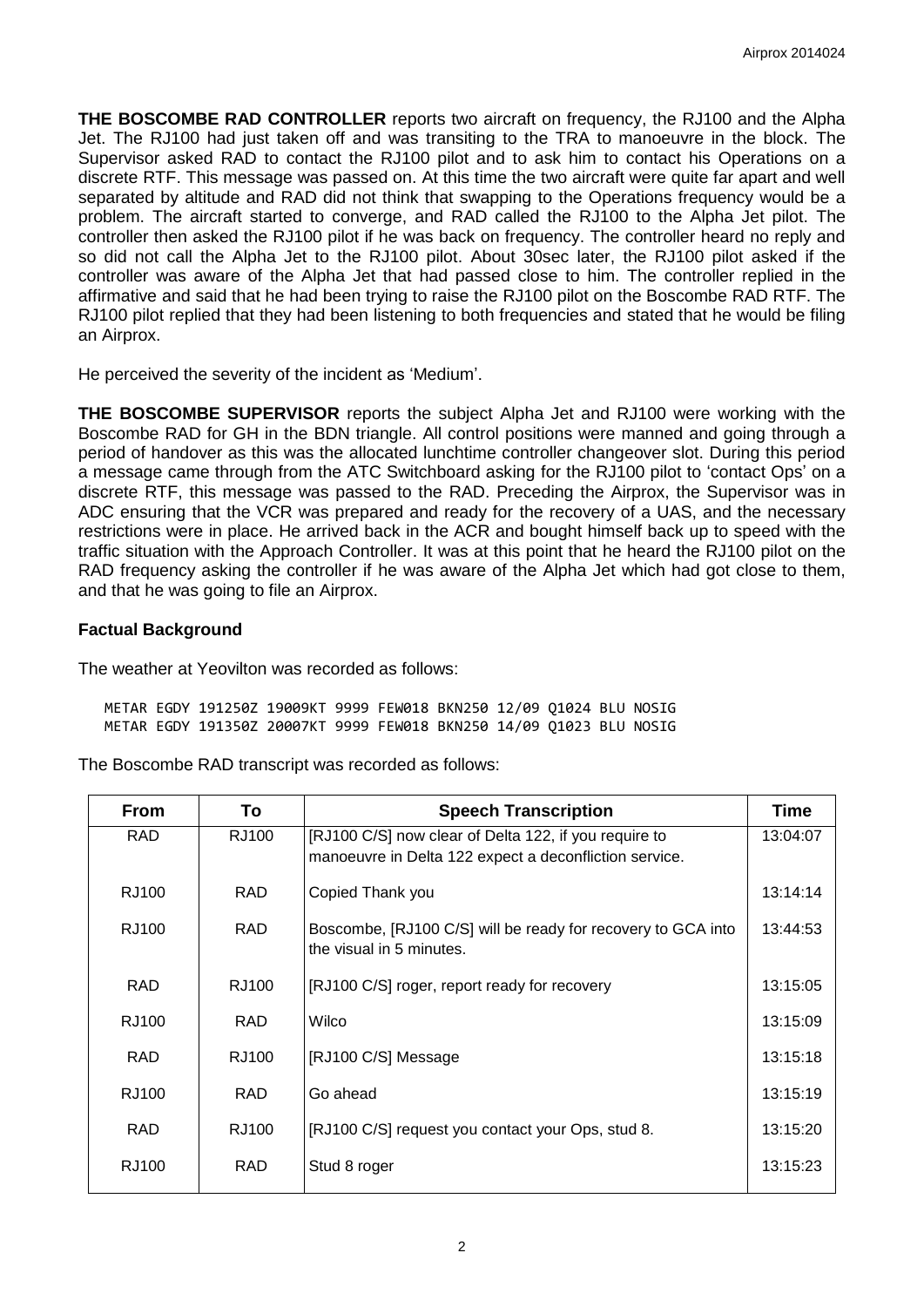**THE BOSCOMBE RAD CONTROLLER** reports two aircraft on frequency, the RJ100 and the Alpha Jet. The RJ100 had just taken off and was transiting to the TRA to manoeuvre in the block. The Supervisor asked RAD to contact the RJ100 pilot and to ask him to contact his Operations on a discrete RTF. This message was passed on. At this time the two aircraft were quite far apart and well separated by altitude and RAD did not think that swapping to the Operations frequency would be a problem. The aircraft started to converge, and RAD called the RJ100 to the Alpha Jet pilot. The controller then asked the RJ100 pilot if he was back on frequency. The controller heard no reply and so did not call the Alpha Jet to the RJ100 pilot. About 30sec later, the RJ100 pilot asked if the controller was aware of the Alpha Jet that had passed close to him. The controller replied in the affirmative and said that he had been trying to raise the RJ100 pilot on the Boscombe RAD RTF. The RJ100 pilot replied that they had been listening to both frequencies and stated that he would be filing an Airprox.

He perceived the severity of the incident as 'Medium'.

**THE BOSCOMBE SUPERVISOR** reports the subject Alpha Jet and RJ100 were working with the Boscombe RAD for GH in the BDN triangle. All control positions were manned and going through a period of handover as this was the allocated lunchtime controller changeover slot. During this period a message came through from the ATC Switchboard asking for the RJ100 pilot to 'contact Ops' on a discrete RTF, this message was passed to the RAD. Preceding the Airprox, the Supervisor was in ADC ensuring that the VCR was prepared and ready for the recovery of a UAS, and the necessary restrictions were in place. He arrived back in the ACR and bought himself back up to speed with the traffic situation with the Approach Controller. It was at this point that he heard the RJ100 pilot on the RAD frequency asking the controller if he was aware of the Alpha Jet which had got close to them, and that he was going to file an Airprox.

## Factual Background

The weather at Yeovilton was recorded as follows:

```
METAR EGDY 191250Z 19009KT 9999 FEW018 BKN250 12/09 Q1024 BLU NOSIG
METAR EGDY 191350Z 20007KT 9999 FEW018 BKN250 14/09 Q1023 BLU NOSIG
```

The Boscombe RAD transcript was recorded as follows:

| From | To | Speech Transcription | Time |
|---|---|---|---|
| RAD | RJ100 | [RJ100 C/S] now clear of Delta 122, if you require to manoeuvre in Delta 122 expect a deconfliction service. | 13:04:07 |
| RJ100 | RAD | Copied Thank you | 13:14:14 |
| RJ100 | RAD | Boscombe, [RJ100 C/S] will be ready for recovery to GCA into the visual in 5 minutes. | 13:44:53 |
| RAD | RJ100 | [RJ100 C/S] roger, report ready for recovery | 13:15:05 |
| RJ100 | RAD | Wilco | 13:15:09 |
| RAD | RJ100 | [RJ100 C/S] Message | 13:15:18 |
| RJ100 | RAD | Go ahead | 13:15:19 |
| RAD | RJ100 | [RJ100 C/S] request you contact your Ops, stud 8. | 13:15:20 |
| RJ100 | RAD | Stud 8 roger | 13:15:23 |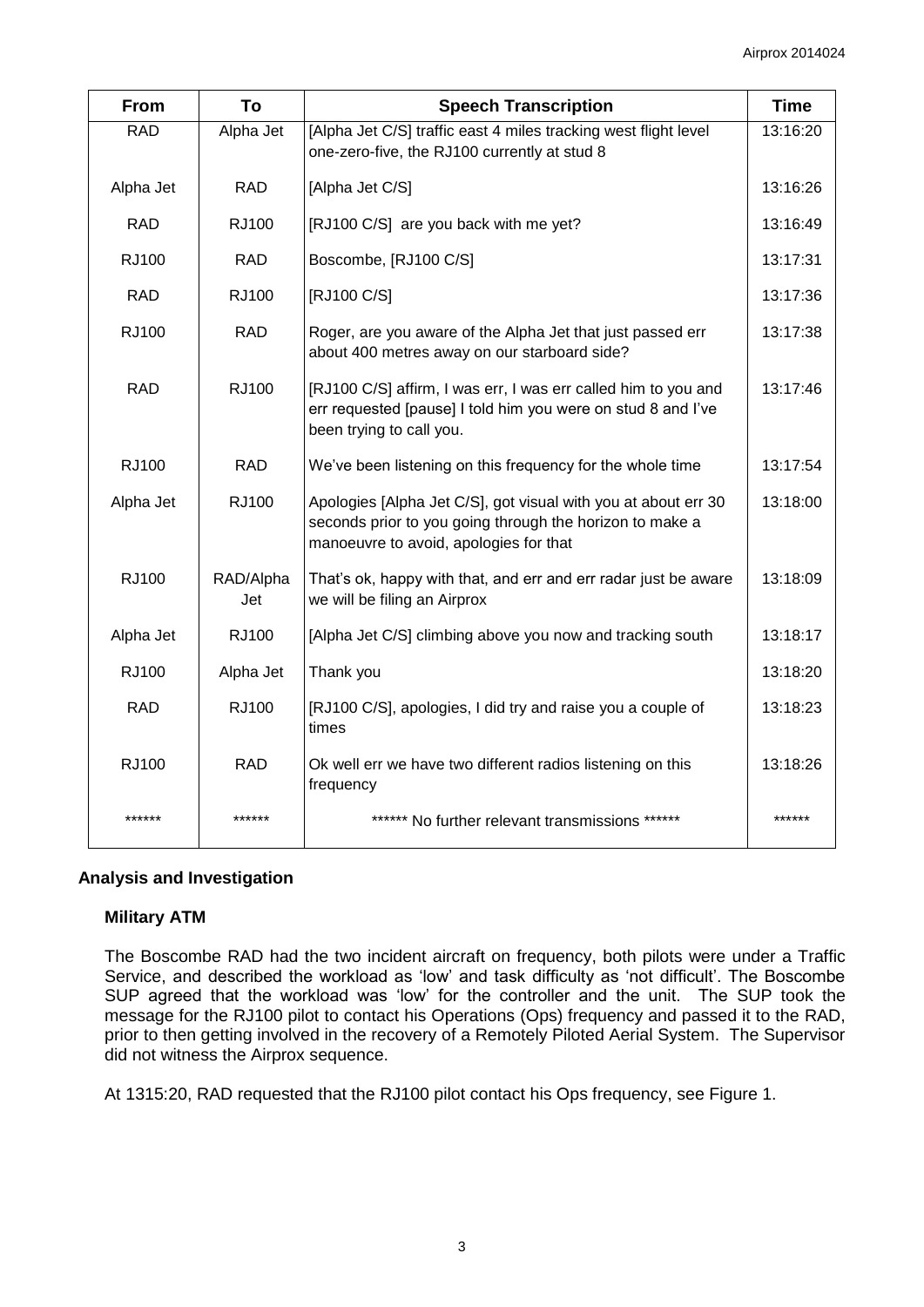| From | To | Speech Transcription | Time |
|---|---|---|---|
| RAD | Alpha Jet | [Alpha Jet C/S] traffic east 4 miles tracking west flight level one-zero-five, the RJ100 currently at stud 8 | 13:16:20 |
| Alpha Jet | RAD | [Alpha Jet C/S] | 13:16:26 |
| RAD | RJ100 | [RJ100 C/S] are you back with me yet? | 13:16:49 |
| RJ100 | RAD | Boscombe, [RJ100 C/S] | 13:17:31 |
| RAD | RJ100 | [RJ100 C/S] | 13:17:36 |
| RJ100 | RAD | Roger, are you aware of the Alpha Jet that just passed err about 400 metres away on our starboard side? | 13:17:38 |
| RAD | RJ100 | [RJ100 C/S] affirm, I was err, I was err called him to you and err requested [pause] I told him you were on stud 8 and I've been trying to call you. | 13:17:46 |
| RJ100 | RAD | We've been listening on this frequency for the whole time | 13:17:54 |
| Alpha Jet | RJ100 | Apologies [Alpha Jet C/S], got visual with you at about err 30 seconds prior to you going through the horizon to make a manoeuvre to avoid, apologies for that | 13:18:00 |
| RJ100 | RAD/Alpha Jet | That's ok, happy with that, and err and err radar just be aware we will be filing an Airprox | 13:18:09 |
| Alpha Jet | RJ100 | [Alpha Jet C/S] climbing above you now and tracking south | 13:18:17 |
| RJ100 | Alpha Jet | Thank you | 13:18:20 |
| RAD | RJ100 | [RJ100 C/S], apologies, I did try and raise you a couple of times | 13:18:23 |
| RJ100 | RAD | Ok well err we have two different radios listening on this frequency | 13:18:26 |
| ****** | ****** | ****** No further relevant transmissions ****** | ****** |

## Analysis and Investigation

### Military ATM

The Boscombe RAD had the two incident aircraft on frequency, both pilots were under a Traffic Service, and described the workload as 'low' and task difficulty as 'not difficult'. The Boscombe SUP agreed that the workload was 'low' for the controller and the unit. The SUP took the message for the RJ100 pilot to contact his Operations (Ops) frequency and passed it to the RAD, prior to then getting involved in the recovery of a Remotely Piloted Aerial System. The Supervisor did not witness the Airprox sequence.

At 1315:20, RAD requested that the RJ100 pilot contact his Ops frequency, see Figure 1.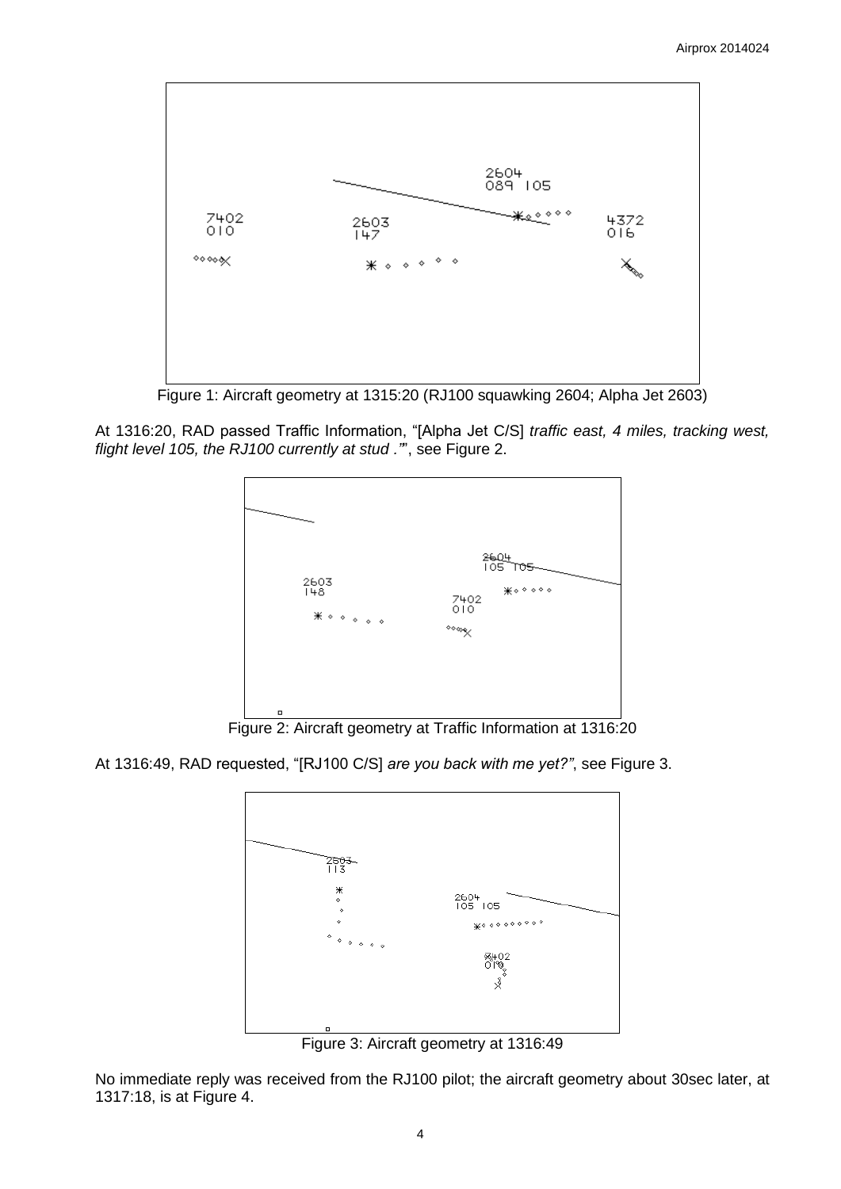Figure 1: Aircraft geometry at 1315:20 (RJ100 squawking 2604; Alpha Jet 2603)

At 1316:20, RAD passed Traffic Information, "[Alpha Jet C/S] *traffic east, 4 miles, tracking west, flight level 105, the RJ100 currently at stud .*"", see Figure 2.

Figure 2: Aircraft geometry at Traffic Information at 1316:20

At 1316:49, RAD requested, "[RJ100 C/S] *are you back with me yet?"*, see Figure 3.

Figure 3: Aircraft geometry at 1316:49

No immediate reply was received from the RJ100 pilot; the aircraft geometry about 30sec later, at 1317:18, is at Figure 4.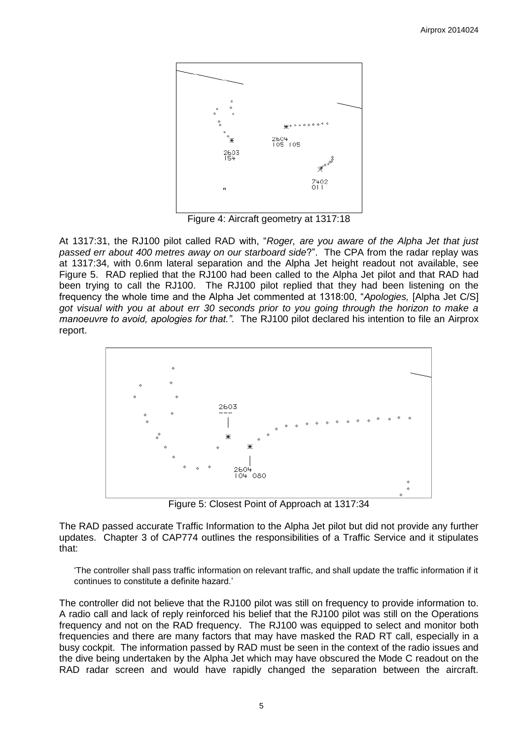Figure 4: Aircraft geometry at 1317:18

At 1317:31, the RJ100 pilot called RAD with, "*Roger, are you aware of the Alpha Jet that just passed err about 400 metres away on our starboard side*?". The CPA from the radar replay was at 1317:34, with 0.6nm lateral separation and the Alpha Jet height readout not available, see Figure 5. RAD replied that the RJ100 had been called to the Alpha Jet pilot and that RAD had been trying to call the RJ100. The RJ100 pilot replied that they had been listening on the frequency the whole time and the Alpha Jet commented at 1318:00, "*Apologies,* [Alpha Jet C/S] *got visual with you at about err 30 seconds prior to you going through the horizon to make a manoeuvre to avoid, apologies for that.".* The RJ100 pilot declared his intention to file an Airprox report.

Figure 5: Closest Point of Approach at 1317:34

The RAD passed accurate Traffic Information to the Alpha Jet pilot but did not provide any further updates. Chapter 3 of CAP774 outlines the responsibilities of a Traffic Service and it stipulates that:

> 'The controller shall pass traffic information on relevant traffic, and shall update the traffic information if it continues to constitute a definite hazard.'

The controller did not believe that the RJ100 pilot was still on frequency to provide information to. A radio call and lack of reply reinforced his belief that the RJ100 pilot was still on the Operations frequency and not on the RAD frequency. The RJ100 was equipped to select and monitor both frequencies and there are many factors that may have masked the RAD RT call, especially in a busy cockpit. The information passed by RAD must be seen in the context of the radio issues and the dive being undertaken by the Alpha Jet which may have obscured the Mode C readout on the RAD radar screen and would have rapidly changed the separation between the aircraft.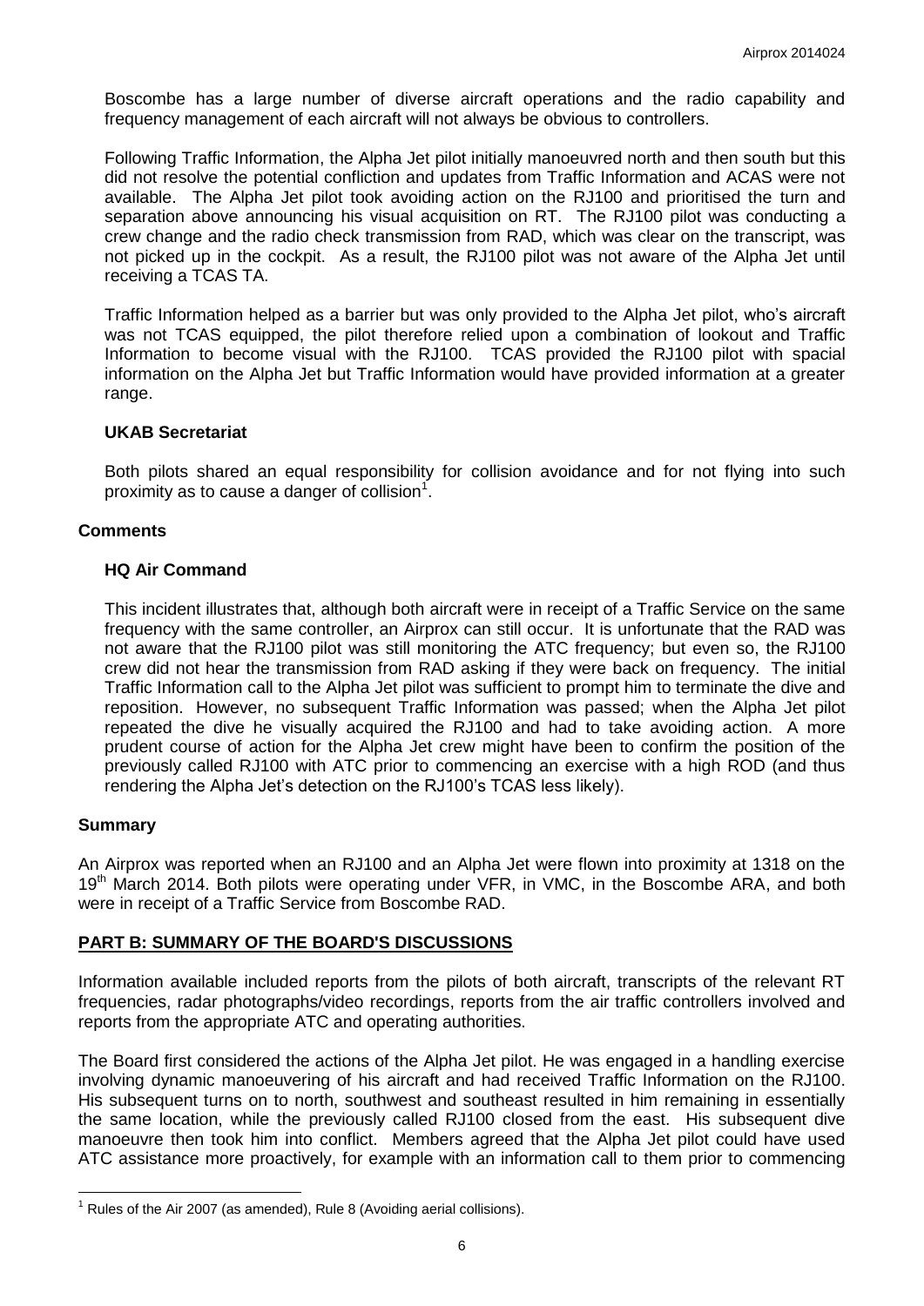Boscombe has a large number of diverse aircraft operations and the radio capability and frequency management of each aircraft will not always be obvious to controllers.

Following Traffic Information, the Alpha Jet pilot initially manoeuvred north and then south but this did not resolve the potential confliction and updates from Traffic Information and ACAS were not available. The Alpha Jet pilot took avoiding action on the RJ100 and prioritised the turn and separation above announcing his visual acquisition on RT. The RJ100 pilot was conducting a crew change and the radio check transmission from RAD, which was clear on the transcript, was not picked up in the cockpit. As a result, the RJ100 pilot was not aware of the Alpha Jet until receiving a TCAS TA.

Traffic Information helped as a barrier but was only provided to the Alpha Jet pilot, who's aircraft was not TCAS equipped, the pilot therefore relied upon a combination of lookout and Traffic Information to become visual with the RJ100. TCAS provided the RJ100 pilot with spacial information on the Alpha Jet but Traffic Information would have provided information at a greater range.

### UKAB Secretariat

Both pilots shared an equal responsibility for collision avoidance and for not flying into such proximity as to cause a danger of collision[1].

## Comments

### HQ Air Command

This incident illustrates that, although both aircraft were in receipt of a Traffic Service on the same frequency with the same controller, an Airprox can still occur. It is unfortunate that the RAD was not aware that the RJ100 pilot was still monitoring the ATC frequency; but even so, the RJ100 crew did not hear the transmission from RAD asking if they were back on frequency. The initial Traffic Information call to the Alpha Jet pilot was sufficient to prompt him to terminate the dive and reposition. However, no subsequent Traffic Information was passed; when the Alpha Jet pilot repeated the dive he visually acquired the RJ100 and had to take avoiding action. A more prudent course of action for the Alpha Jet crew might have been to confirm the position of the previously called RJ100 with ATC prior to commencing an exercise with a high ROD (and thus rendering the Alpha Jet's detection on the RJ100's TCAS less likely).

## Summary

An Airprox was reported when an RJ100 and an Alpha Jet were flown into proximity at 1318 on the 19th March 2014. Both pilots were operating under VFR, in VMC, in the Boscombe ARA, and both were in receipt of a Traffic Service from Boscombe RAD.

## PART B: SUMMARY OF THE BOARD'S DISCUSSIONS

Information available included reports from the pilots of both aircraft, transcripts of the relevant RT frequencies, radar photographs/video recordings, reports from the air traffic controllers involved and reports from the appropriate ATC and operating authorities.

The Board first considered the actions of the Alpha Jet pilot. He was engaged in a handling exercise involving dynamic manoeuvering of his aircraft and had received Traffic Information on the RJ100. His subsequent turns on to north, southwest and southeast resulted in him remaining in essentially the same location, while the previously called RJ100 closed from the east. His subsequent dive manoeuvre then took him into conflict. Members agreed that the Alpha Jet pilot could have used ATC assistance more proactively, for example with an information call to them prior to commencing

[1] Rules of the Air 2007 (as amended), Rule 8 (Avoiding aerial collisions).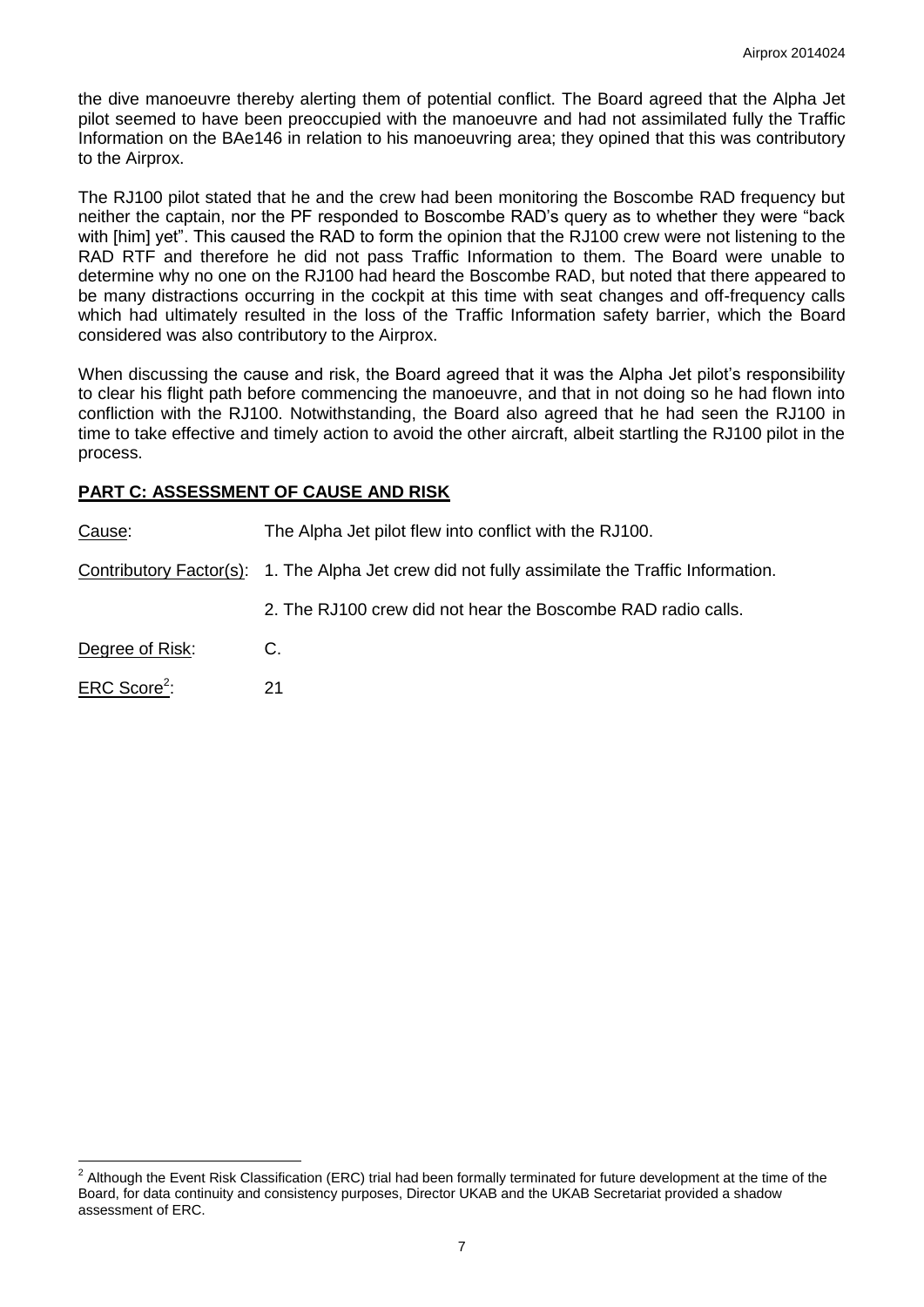the dive manoeuvre thereby alerting them of potential conflict. The Board agreed that the Alpha Jet pilot seemed to have been preoccupied with the manoeuvre and had not assimilated fully the Traffic Information on the BAe146 in relation to his manoeuvring area; they opined that this was contributory to the Airprox.

The RJ100 pilot stated that he and the crew had been monitoring the Boscombe RAD frequency but neither the captain, nor the PF responded to Boscombe RAD's query as to whether they were "back with [him] yet". This caused the RAD to form the opinion that the RJ100 crew were not listening to the RAD RTF and therefore he did not pass Traffic Information to them. The Board were unable to determine why no one on the RJ100 had heard the Boscombe RAD, but noted that there appeared to be many distractions occurring in the cockpit at this time with seat changes and off-frequency calls which had ultimately resulted in the loss of the Traffic Information safety barrier, which the Board considered was also contributory to the Airprox.

When discussing the cause and risk, the Board agreed that it was the Alpha Jet pilot's responsibility to clear his flight path before commencing the manoeuvre, and that in not doing so he had flown into confliction with the RJ100. Notwithstanding, the Board also agreed that he had seen the RJ100 in time to take effective and timely action to avoid the other aircraft, albeit startling the RJ100 pilot in the process.

## PART C: ASSESSMENT OF CAUSE AND RISK

Cause: The Alpha Jet pilot flew into conflict with the RJ100.

Contributory Factor(s): 1. The Alpha Jet crew did not fully assimilate the Traffic Information.

2. The RJ100 crew did not hear the Boscombe RAD radio calls.

Degree of Risk: C.

ERC Score[2]: 21

---

[2] Although the Event Risk Classification (ERC) trial had been formally terminated for future development at the time of the Board, for data continuity and consistency purposes, Director UKAB and the UKAB Secretariat provided a shadow assessment of ERC.